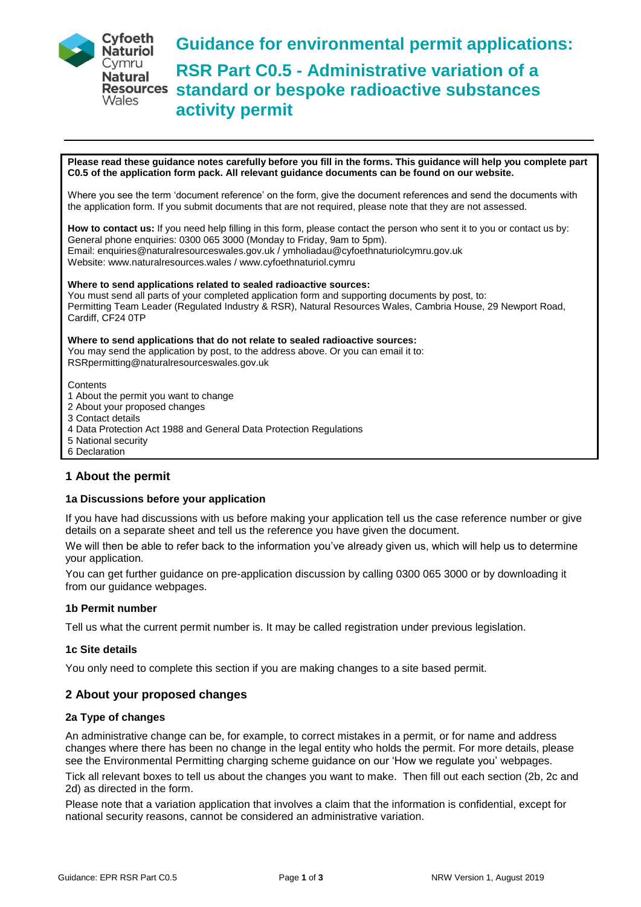Cyfoeth Naturiol Cymru
Natural Resources Wales

# Guidance for environmental permit applications: RSR Part C0.5 - Administrative variation of a standard or bespoke radioactive substances activity permit

**Please read these guidance notes carefully before you fill in the forms. This guidance will help you complete part C0.5 of the application form pack. All relevant guidance documents can be found on our website.**

Where you see the term 'document reference' on the form, give the document references and send the documents with the application form. If you submit documents that are not required, please note that they are not assessed.

**How to contact us:** If you need help filling in this form, please contact the person who sent it to you or contact us by:
General phone enquiries: 0300 065 3000 (Monday to Friday, 9am to 5pm).
Email: enquiries@naturalresourceswales.gov.uk / ymholiadau@cyfoethnaturiolcymru.gov.uk
Website: www.naturalresources.wales / www.cyfoethnaturiol.cymru

**Where to send applications related to sealed radioactive sources:**
You must send all parts of your completed application form and supporting documents by post, to:
Permitting Team Leader (Regulated Industry & RSR), Natural Resources Wales, Cambria House, 29 Newport Road, Cardiff, CF24 0TP

**Where to send applications that do not relate to sealed radioactive sources:**
You may send the application by post, to the address above. Or you can email it to:
RSRpermitting@naturalresourceswales.gov.uk

Contents
1 About the permit you want to change
2 About your proposed changes
3 Contact details
4 Data Protection Act 1988 and General Data Protection Regulations
5 National security
6 Declaration

## 1 About the permit

### 1a Discussions before your application

If you have had discussions with us before making your application tell us the case reference number or give details on a separate sheet and tell us the reference you have given the document.

We will then be able to refer back to the information you've already given us, which will help us to determine your application.

You can get further guidance on pre-application discussion by calling 0300 065 3000 or by downloading it from our guidance webpages.

### 1b Permit number

Tell us what the current permit number is. It may be called registration under previous legislation.

### 1c Site details

You only need to complete this section if you are making changes to a site based permit.

## 2 About your proposed changes

### 2a Type of changes

An administrative change can be, for example, to correct mistakes in a permit, or for name and address changes where there has been no change in the legal entity who holds the permit. For more details, please see the Environmental Permitting charging scheme guidance on our 'How we regulate you' webpages.

Tick all relevant boxes to tell us about the changes you want to make. Then fill out each section (2b, 2c and 2d) as directed in the form.

Please note that a variation application that involves a claim that the information is confidential, except for national security reasons, cannot be considered an administrative variation.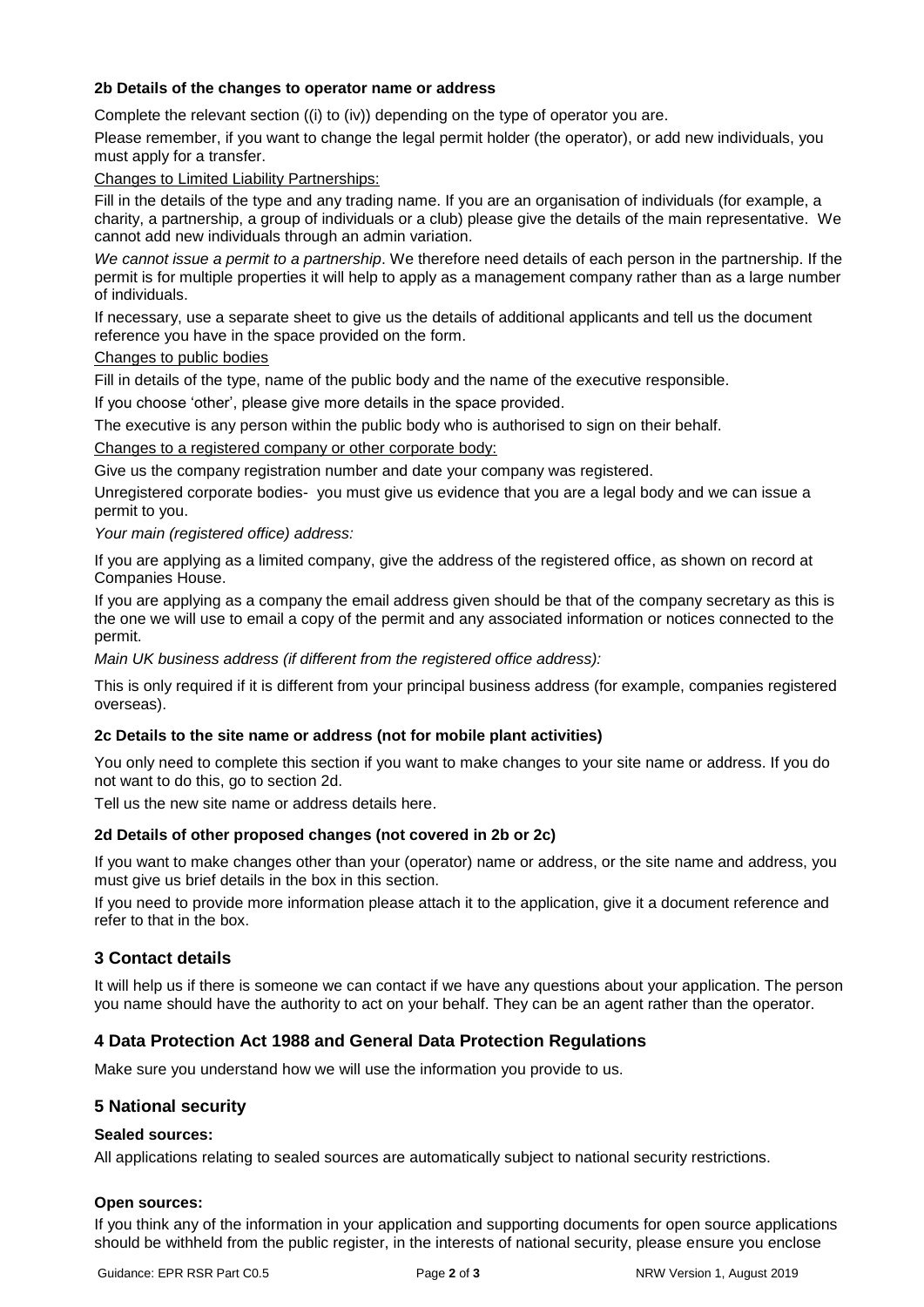**2b Details of the changes to operator name or address**

Complete the relevant section ((i) to (iv)) depending on the type of operator you are.

Please remember, if you want to change the legal permit holder (the operator), or add new individuals, you must apply for a transfer.

Changes to Limited Liability Partnerships:

Fill in the details of the type and any trading name. If you are an organisation of individuals (for example, a charity, a partnership, a group of individuals or a club) please give the details of the main representative. We cannot add new individuals through an admin variation.

*We cannot issue a permit to a partnership*. We therefore need details of each person in the partnership. If the permit is for multiple properties it will help to apply as a management company rather than as a large number of individuals.

If necessary, use a separate sheet to give us the details of additional applicants and tell us the document reference you have in the space provided on the form.

Changes to public bodies

Fill in details of the type, name of the public body and the name of the executive responsible.

If you choose 'other', please give more details in the space provided.

The executive is any person within the public body who is authorised to sign on their behalf.

Changes to a registered company or other corporate body:

Give us the company registration number and date your company was registered.

Unregistered corporate bodies- you must give us evidence that you are a legal body and we can issue a permit to you.

*Your main (registered office) address:*

If you are applying as a limited company, give the address of the registered office, as shown on record at Companies House.

If you are applying as a company the email address given should be that of the company secretary as this is the one we will use to email a copy of the permit and any associated information or notices connected to the permit.

*Main UK business address (if different from the registered office address):*

This is only required if it is different from your principal business address (for example, companies registered overseas).

**2c Details to the site name or address (not for mobile plant activities)**

You only need to complete this section if you want to make changes to your site name or address. If you do not want to do this, go to section 2d.

Tell us the new site name or address details here.

**2d Details of other proposed changes (not covered in 2b or 2c)**

If you want to make changes other than your (operator) name or address, or the site name and address, you must give us brief details in the box in this section.

If you need to provide more information please attach it to the application, give it a document reference and refer to that in the box.

## 3 Contact details

It will help us if there is someone we can contact if we have any questions about your application. The person you name should have the authority to act on your behalf. They can be an agent rather than the operator.

## 4 Data Protection Act 1988 and General Data Protection Regulations

Make sure you understand how we will use the information you provide to us.

## 5 National security

**Sealed sources:**

All applications relating to sealed sources are automatically subject to national security restrictions.

**Open sources:**

If you think any of the information in your application and supporting documents for open source applications should be withheld from the public register, in the interests of national security, please ensure you enclose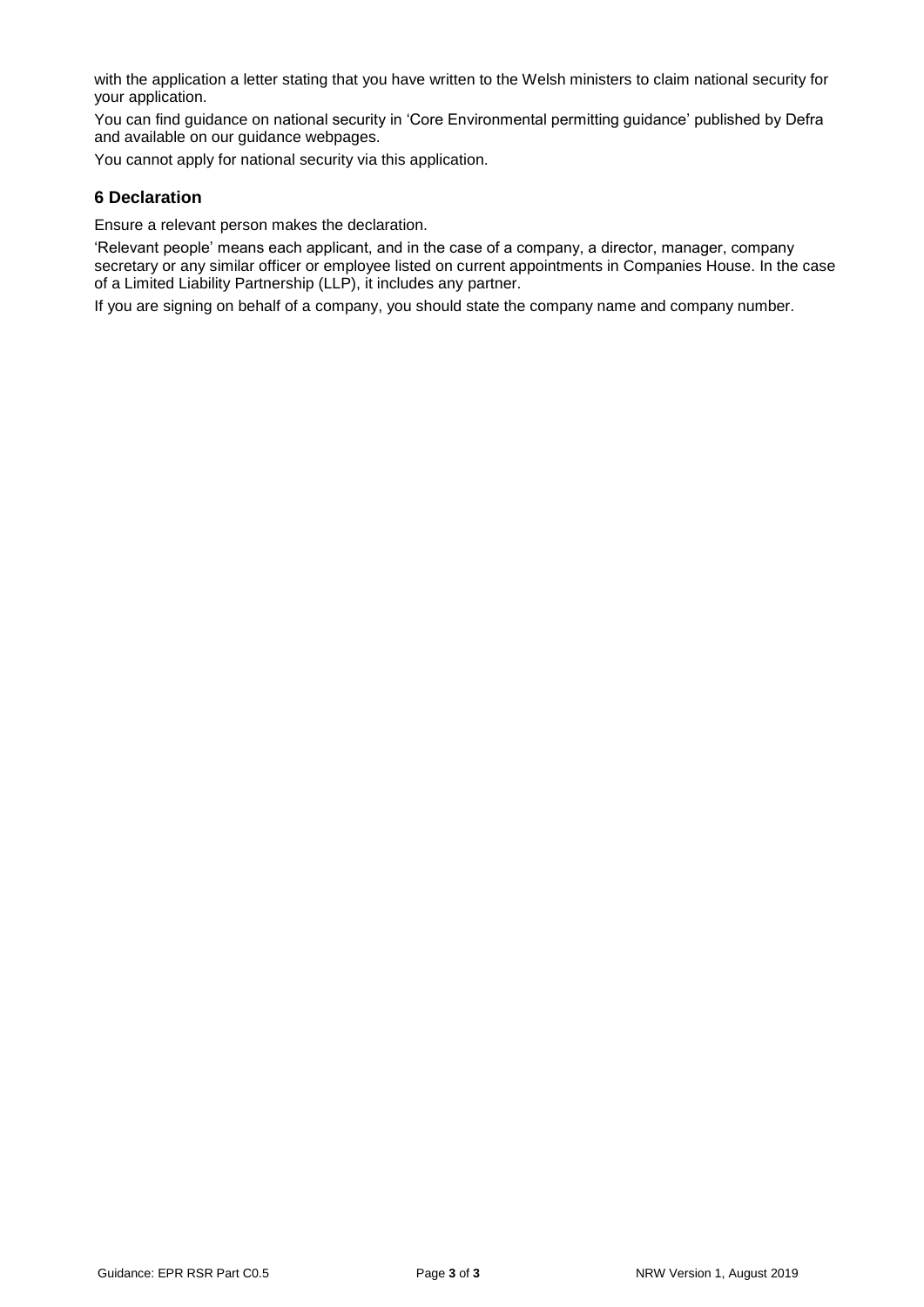with the application a letter stating that you have written to the Welsh ministers to claim national security for your application.

You can find guidance on national security in 'Core Environmental permitting guidance' published by Defra and available on our guidance webpages.

You cannot apply for national security via this application.

## 6 Declaration

Ensure a relevant person makes the declaration.

'Relevant people' means each applicant, and in the case of a company, a director, manager, company secretary or any similar officer or employee listed on current appointments in Companies House. In the case of a Limited Liability Partnership (LLP), it includes any partner.

If you are signing on behalf of a company, you should state the company name and company number.